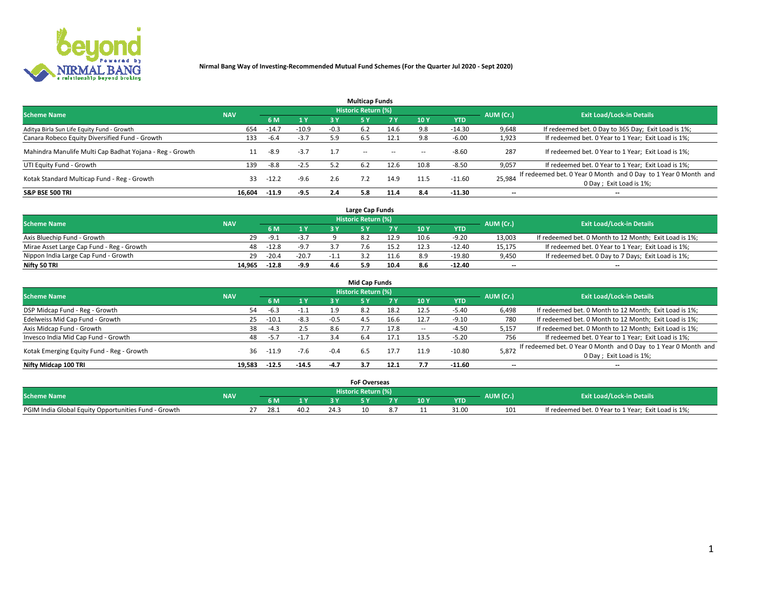**Nirmal Bang Way of Investing-Recommended Mutual Fund Schemes (For the Quarter Jul 2020 - Sept 2020)**

## Multicap Funds

| Scheme Name | NAV | Historic Return (%) | | | | | | | AUM (Cr.) | Exit Load/Lock-in Details |
|---|---|---|---|---|---|---|---|---|---|---|
| | | 6 M | 1 Y | 3 Y | 5 Y | 7 Y | 10 Y | YTD | | |
| Aditya Birla Sun Life Equity Fund - Growth | 654 | -14.7 | -10.9 | -0.3 | 6.2 | 14.6 | 9.8 | -14.30 | 9,648 | If redeemed bet. 0 Day to 365 Day; Exit Load is 1%; |
| Canara Robeco Equity Diversified Fund - Growth | 133 | -6.4 | -3.7 | 5.9 | 6.5 | 12.1 | 9.8 | -6.00 | 1,923 | If redeemed bet. 0 Year to 1 Year; Exit Load is 1%; |
| Mahindra Manulife Multi Cap Badhat Yojana - Reg - Growth | 11 | -8.9 | -3.7 | 1.7 | -- | -- | -- | -8.60 | 287 | If redeemed bet. 0 Year to 1 Year; Exit Load is 1%; |
| UTI Equity Fund - Growth | 139 | -8.8 | -2.5 | 5.2 | 6.2 | 12.6 | 10.8 | -8.50 | 9,057 | If redeemed bet. 0 Year to 1 Year; Exit Load is 1%; |
| Kotak Standard Multicap Fund - Reg - Growth | 33 | -12.2 | -9.6 | 2.6 | 7.2 | 14.9 | 11.5 | -11.60 | 25,984 | If redeemed bet. 0 Year 0 Month and 0 Day to 1 Year 0 Month and 0 Day ; Exit Load is 1%; |
| **S&P BSE 500 TRI** | **16,604** | **-11.9** | **-9.5** | **2.4** | **5.8** | **11.4** | **8.4** | **-11.30** | **--** | **--** |

## Large Cap Funds

| Scheme Name | NAV | Historic Return (%) | | | | | | | AUM (Cr.) | Exit Load/Lock-in Details |
|---|---|---|---|---|---|---|---|---|---|---|
| | | 6 M | 1 Y | 3 Y | 5 Y | 7 Y | 10 Y | YTD | | |
| Axis Bluechip Fund - Growth | 29 | -9.1 | -3.7 | 9 | 8.2 | 12.9 | 10.6 | -9.20 | 13,003 | If redeemed bet. 0 Month to 12 Month; Exit Load is 1%; |
| Mirae Asset Large Cap Fund - Reg - Growth | 48 | -12.8 | -9.7 | 3.7 | 7.6 | 15.2 | 12.3 | -12.40 | 15,175 | If redeemed bet. 0 Year to 1 Year; Exit Load is 1%; |
| Nippon India Large Cap Fund - Growth | 29 | -20.4 | -20.7 | -1.1 | 3.2 | 11.6 | 8.9 | -19.80 | 9,450 | If redeemed bet. 0 Day to 7 Days; Exit Load is 1%; |
| **Nifty 50 TRI** | **14,965** | **-12.8** | **-9.9** | **4.6** | **5.9** | **10.4** | **8.6** | **-12.40** | **--** | **--** |

## Mid Cap Funds

| Scheme Name | NAV | Historic Return (%) | | | | | | | AUM (Cr.) | Exit Load/Lock-in Details |
|---|---|---|---|---|---|---|---|---|---|---|
| | | 6 M | 1 Y | 3 Y | 5 Y | 7 Y | 10 Y | YTD | | |
| DSP Midcap Fund - Reg - Growth | 54 | -6.3 | -1.1 | 1.9 | 8.2 | 18.2 | 12.5 | -5.40 | 6,498 | If redeemed bet. 0 Month to 12 Month; Exit Load is 1%; |
| Edelweiss Mid Cap Fund - Growth | 25 | -10.1 | -8.3 | -0.5 | 4.5 | 16.6 | 12.7 | -9.10 | 780 | If redeemed bet. 0 Month to 12 Month; Exit Load is 1%; |
| Axis Midcap Fund - Growth | 38 | -4.3 | 2.5 | 8.6 | 7.7 | 17.8 | -- | -4.50 | 5,157 | If redeemed bet. 0 Month to 12 Month; Exit Load is 1%; |
| Invesco India Mid Cap Fund - Growth | 48 | -5.7 | -1.7 | 3.4 | 6.4 | 17.1 | 13.5 | -5.20 | 756 | If redeemed bet. 0 Year to 1 Year; Exit Load is 1%; |
| Kotak Emerging Equity Fund - Reg - Growth | 36 | -11.9 | -7.6 | -0.4 | 6.5 | 17.7 | 11.9 | -10.80 | 5,872 | If redeemed bet. 0 Year 0 Month and 0 Day to 1 Year 0 Month and 0 Day ; Exit Load is 1%; |
| **Nifty Midcap 100 TRI** | **19,583** | **-12.5** | **-14.5** | **-4.7** | **3.7** | **12.1** | **7.7** | **-11.60** | **--** | **--** |

## FoF Overseas

| Scheme Name | NAV | Historic Return (%) | | | | | | | AUM (Cr.) | Exit Load/Lock-in Details |
|---|---|---|---|---|---|---|---|---|---|---|
| | | 6 M | 1 Y | 3 Y | 5 Y | 7 Y | 10 Y | YTD | | |
| PGIM India Global Equity Opportunities Fund - Growth | 27 | 28.1 | 40.2 | 24.3 | 10 | 8.7 | 11 | 31.00 | 101 | If redeemed bet. 0 Year to 1 Year; Exit Load is 1%; |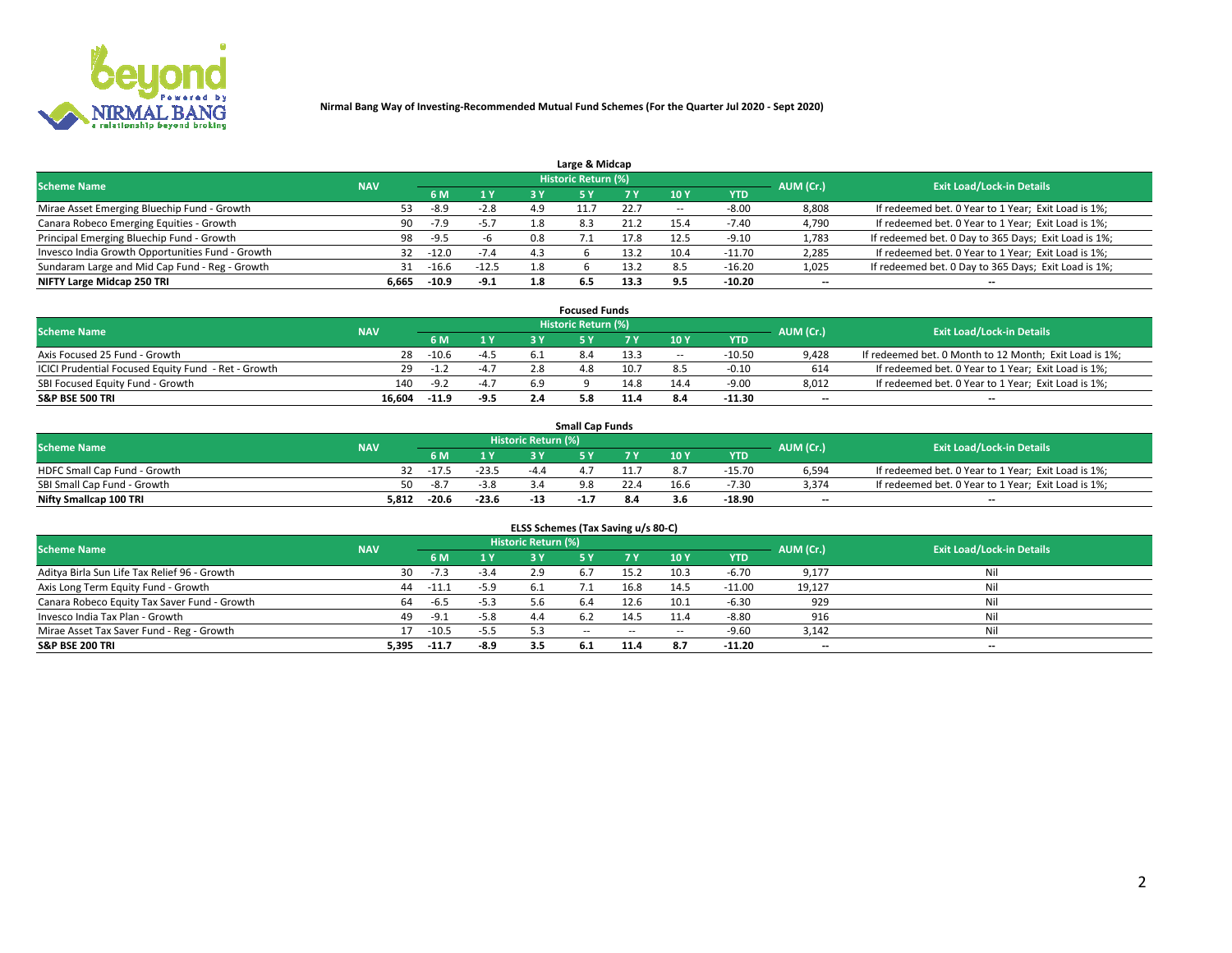**Nirmal Bang Way of Investing-Recommended Mutual Fund Schemes (For the Quarter Jul 2020 - Sept 2020)**

### Large & Midcap

| Scheme Name | NAV | Historic Return (%) | | | | | | | AUM (Cr.) | Exit Load/Lock-in Details |
|---|---|---|---|---|---|---|---|---|---|---|
| | | 6 M | 1 Y | 3 Y | 5 Y | 7 Y | 10 Y | YTD | | |
| Mirae Asset Emerging Bluechip Fund - Growth | 53 | -8.9 | -2.8 | 4.9 | 11.7 | 22.7 | -- | -8.00 | 8,808 | If redeemed bet. 0 Year to 1 Year; Exit Load is 1%; |
| Canara Robeco Emerging Equities - Growth | 90 | -7.9 | -5.7 | 1.8 | 8.3 | 21.2 | 15.4 | -7.40 | 4,790 | If redeemed bet. 0 Year to 1 Year; Exit Load is 1%; |
| Principal Emerging Bluechip Fund - Growth | 98 | -9.5 | -6 | 0.8 | 7.1 | 17.8 | 12.5 | -9.10 | 1,783 | If redeemed bet. 0 Day to 365 Days; Exit Load is 1%; |
| Invesco India Growth Opportunities Fund - Growth | 32 | -12.0 | -7.4 | 4.3 | 6 | 13.2 | 10.4 | -11.70 | 2,285 | If redeemed bet. 0 Year to 1 Year; Exit Load is 1%; |
| Sundaram Large and Mid Cap Fund - Reg - Growth | 31 | -16.6 | -12.5 | 1.8 | 6 | 13.2 | 8.5 | -16.20 | 1,025 | If redeemed bet. 0 Day to 365 Days; Exit Load is 1%; |
| **NIFTY Large Midcap 250 TRI** | **6,665** | **-10.9** | **-9.1** | **1.8** | **6.5** | **13.3** | **9.5** | **-10.20** | **--** | **--** |

### Focused Funds

| Scheme Name | NAV | Historic Return (%) | | | | | | | AUM (Cr.) | Exit Load/Lock-in Details |
|---|---|---|---|---|---|---|---|---|---|---|
| | | 6 M | 1 Y | 3 Y | 5 Y | 7 Y | 10 Y | YTD | | |
| Axis Focused 25 Fund - Growth | 28 | -10.6 | -4.5 | 6.1 | 8.4 | 13.3 | -- | -10.50 | 9,428 | If redeemed bet. 0 Month to 12 Month; Exit Load is 1%; |
| ICICI Prudential Focused Equity Fund - Ret - Growth | 29 | -1.2 | -4.7 | 2.8 | 4.8 | 10.7 | 8.5 | -0.10 | 614 | If redeemed bet. 0 Year to 1 Year; Exit Load is 1%; |
| SBI Focused Equity Fund - Growth | 140 | -9.2 | -4.7 | 6.9 | 9 | 14.8 | 14.4 | -9.00 | 8,012 | If redeemed bet. 0 Year to 1 Year; Exit Load is 1%; |
| **S&P BSE 500 TRI** | **16,604** | **-11.9** | **-9.5** | **2.4** | **5.8** | **11.4** | **8.4** | **-11.30** | **--** | **--** |

### Small Cap Funds

| Scheme Name | NAV | Historic Return (%) | | | | | | | AUM (Cr.) | Exit Load/Lock-in Details |
|---|---|---|---|---|---|---|---|---|---|---|
| | | 6 M | 1 Y | 3 Y | 5 Y | 7 Y | 10 Y | YTD | | |
| HDFC Small Cap Fund - Growth | 32 | -17.5 | -23.5 | -4.4 | 4.7 | 11.7 | 8.7 | -15.70 | 6,594 | If redeemed bet. 0 Year to 1 Year; Exit Load is 1%; |
| SBI Small Cap Fund - Growth | 50 | -8.7 | -3.8 | 3.4 | 9.8 | 22.4 | 16.6 | -7.30 | 3,374 | If redeemed bet. 0 Year to 1 Year; Exit Load is 1%; |
| **Nifty Smallcap 100 TRI** | **5,812** | **-20.6** | **-23.6** | **-13** | **-1.7** | **8.4** | **3.6** | **-18.90** | **--** | **--** |

### ELSS Schemes (Tax Saving u/s 80-C)

| Scheme Name | NAV | Historic Return (%) | | | | | | | AUM (Cr.) | Exit Load/Lock-in Details |
|---|---|---|---|---|---|---|---|---|---|---|
| | | 6 M | 1 Y | 3 Y | 5 Y | 7 Y | 10 Y | YTD | | |
| Aditya Birla Sun Life Tax Relief 96 - Growth | 30 | -7.3 | -3.4 | 2.9 | 6.7 | 15.2 | 10.3 | -6.70 | 9,177 | Nil |
| Axis Long Term Equity Fund - Growth | 44 | -11.1 | -5.9 | 6.1 | 7.1 | 16.8 | 14.5 | -11.00 | 19,127 | Nil |
| Canara Robeco Equity Tax Saver Fund - Growth | 64 | -6.5 | -5.3 | 5.6 | 6.4 | 12.6 | 10.1 | -6.30 | 929 | Nil |
| Invesco India Tax Plan - Growth | 49 | -9.1 | -5.8 | 4.4 | 6.2 | 14.5 | 11.4 | -8.80 | 916 | Nil |
| Mirae Asset Tax Saver Fund - Reg - Growth | 17 | -10.5 | -5.5 | 5.3 | -- | -- | -- | -9.60 | 3,142 | Nil |
| **S&P BSE 200 TRI** | **5,395** | **-11.7** | **-8.9** | **3.5** | **6.1** | **11.4** | **8.7** | **-11.20** | **--** | **--** |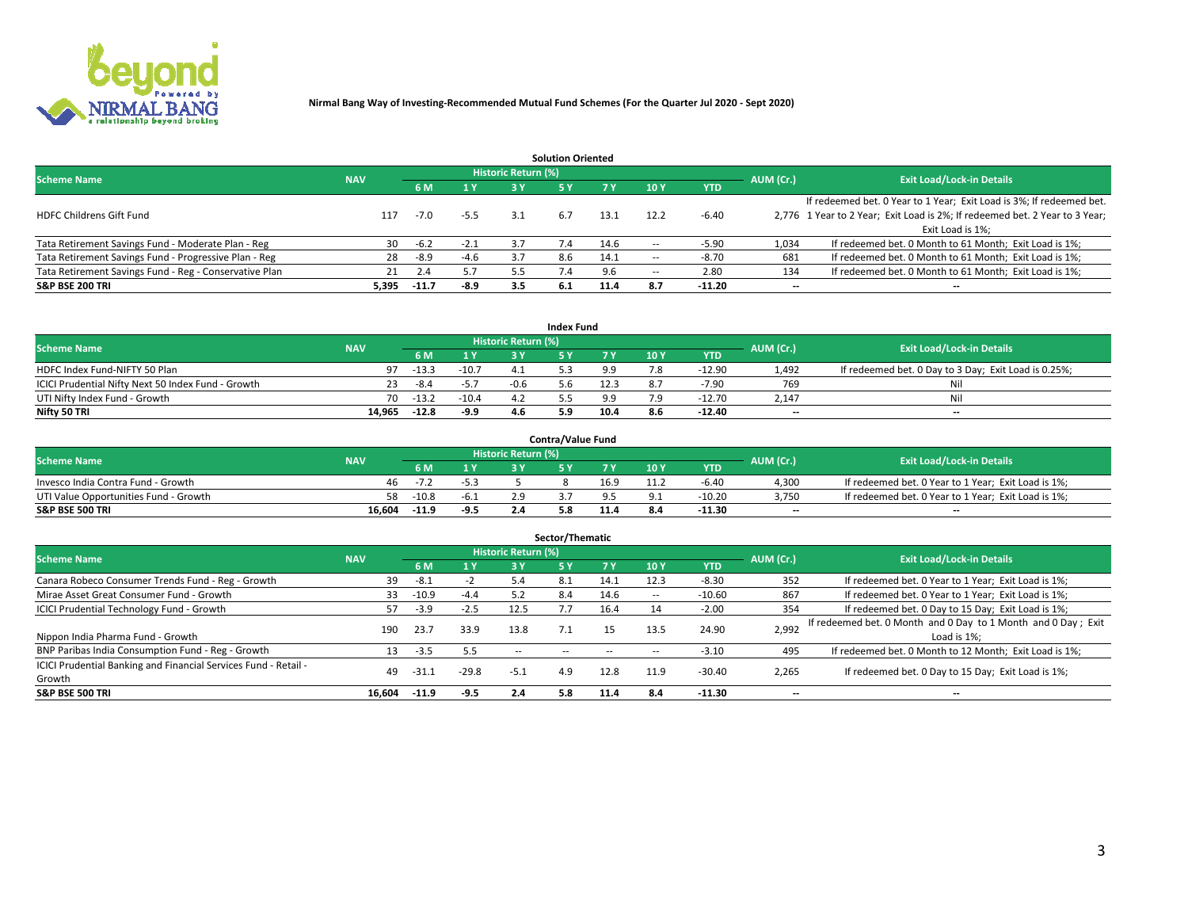**Nirmal Bang Way of Investing-Recommended Mutual Fund Schemes (For the Quarter Jul 2020 - Sept 2020)**

### Solution Oriented

| Scheme Name | NAV | Historic Return (%) | | | | | | | AUM (Cr.) | Exit Load/Lock-in Details |
|---|---|---|---|---|---|---|---|---|---|---|
| | | 6 M | 1 Y | 3 Y | 5 Y | 7 Y | 10 Y | YTD | | |
| HDFC Childrens Gift Fund | 117 | -7.0 | -5.5 | 3.1 | 6.7 | 13.1 | 12.2 | -6.40 | 2,776 | If redeemed bet. 0 Year to 1 Year; Exit Load is 3%; If redeemed bet. 1 Year to 2 Year; Exit Load is 2%; If redeemed bet. 2 Year to 3 Year; Exit Load is 1%; |
| Tata Retirement Savings Fund - Moderate Plan - Reg | 30 | -6.2 | -2.1 | 3.7 | 7.4 | 14.6 | -- | -5.90 | 1,034 | If redeemed bet. 0 Month to 61 Month; Exit Load is 1%; |
| Tata Retirement Savings Fund - Progressive Plan - Reg | 28 | -8.9 | -4.6 | 3.7 | 8.6 | 14.1 | -- | -8.70 | 681 | If redeemed bet. 0 Month to 61 Month; Exit Load is 1%; |
| Tata Retirement Savings Fund - Reg - Conservative Plan | 21 | 2.4 | 5.7 | 5.5 | 7.4 | 9.6 | -- | 2.80 | 134 | If redeemed bet. 0 Month to 61 Month; Exit Load is 1%; |
| **S&P BSE 200 TRI** | **5,395** | **-11.7** | **-8.9** | **3.5** | **6.1** | **11.4** | **8.7** | **-11.20** | **--** | **--** |

### Index Fund

| Scheme Name | NAV | Historic Return (%) | | | | | | | AUM (Cr.) | Exit Load/Lock-in Details |
|---|---|---|---|---|---|---|---|---|---|---|
| | | 6 M | 1 Y | 3 Y | 5 Y | 7 Y | 10 Y | YTD | | |
| HDFC Index Fund-NIFTY 50 Plan | 97 | -13.3 | -10.7 | 4.1 | 5.3 | 9.9 | 7.8 | -12.90 | 1,492 | If redeemed bet. 0 Day to 3 Day; Exit Load is 0.25%; |
| ICICI Prudential Nifty Next 50 Index Fund - Growth | 23 | -8.4 | -5.7 | -0.6 | 5.6 | 12.3 | 8.7 | -7.90 | 769 | Nil |
| UTI Nifty Index Fund - Growth | 70 | -13.2 | -10.4 | 4.2 | 5.5 | 9.9 | 7.9 | -12.70 | 2,147 | Nil |
| **Nifty 50 TRI** | **14,965** | **-12.8** | **-9.9** | **4.6** | **5.9** | **10.4** | **8.6** | **-12.40** | **--** | **--** |

### Contra/Value Fund

| Scheme Name | NAV | Historic Return (%) | | | | | | | AUM (Cr.) | Exit Load/Lock-in Details |
|---|---|---|---|---|---|---|---|---|---|---|
| | | 6 M | 1 Y | 3 Y | 5 Y | 7 Y | 10 Y | YTD | | |
| Invesco India Contra Fund - Growth | 46 | -7.2 | -5.3 | 5 | 8 | 16.9 | 11.2 | -6.40 | 4,300 | If redeemed bet. 0 Year to 1 Year; Exit Load is 1%; |
| UTI Value Opportunities Fund - Growth | 58 | -10.8 | -6.1 | 2.9 | 3.7 | 9.5 | 9.1 | -10.20 | 3,750 | If redeemed bet. 0 Year to 1 Year; Exit Load is 1%; |
| **S&P BSE 500 TRI** | **16,604** | **-11.9** | **-9.5** | **2.4** | **5.8** | **11.4** | **8.4** | **-11.30** | **--** | **--** |

### Sector/Thematic

| Scheme Name | NAV | Historic Return (%) | | | | | | | AUM (Cr.) | Exit Load/Lock-in Details |
|---|---|---|---|---|---|---|---|---|---|---|
| | | 6 M | 1 Y | 3 Y | 5 Y | 7 Y | 10 Y | YTD | | |
| Canara Robeco Consumer Trends Fund - Reg - Growth | 39 | -8.1 | -2 | 5.4 | 8.1 | 14.1 | 12.3 | -8.30 | 352 | If redeemed bet. 0 Year to 1 Year; Exit Load is 1%; |
| Mirae Asset Great Consumer Fund - Growth | 33 | -10.9 | -4.4 | 5.2 | 8.4 | 14.6 | -- | -10.60 | 867 | If redeemed bet. 0 Year to 1 Year; Exit Load is 1%; |
| ICICI Prudential Technology Fund - Growth | 57 | -3.9 | -2.5 | 12.5 | 7.7 | 16.4 | 14 | -2.00 | 354 | If redeemed bet. 0 Day to 15 Day; Exit Load is 1%; |
| Nippon India Pharma Fund - Growth | 190 | 23.7 | 33.9 | 13.8 | 7.1 | 15 | 13.5 | 24.90 | 2,992 | If redeemed bet. 0 Month and 0 Day to 1 Month and 0 Day ; Exit Load is 1%; |
| BNP Paribas India Consumption Fund - Reg - Growth | 13 | -3.5 | 5.5 | -- | -- | -- | -- | -3.10 | 495 | If redeemed bet. 0 Month to 12 Month; Exit Load is 1%; |
| ICICI Prudential Banking and Financial Services Fund - Retail - Growth | 49 | -31.1 | -29.8 | -5.1 | 4.9 | 12.8 | 11.9 | -30.40 | 2,265 | If redeemed bet. 0 Day to 15 Day; Exit Load is 1%; |
| **S&P BSE 500 TRI** | **16,604** | **-11.9** | **-9.5** | **2.4** | **5.8** | **11.4** | **8.4** | **-11.30** | **--** | **--** |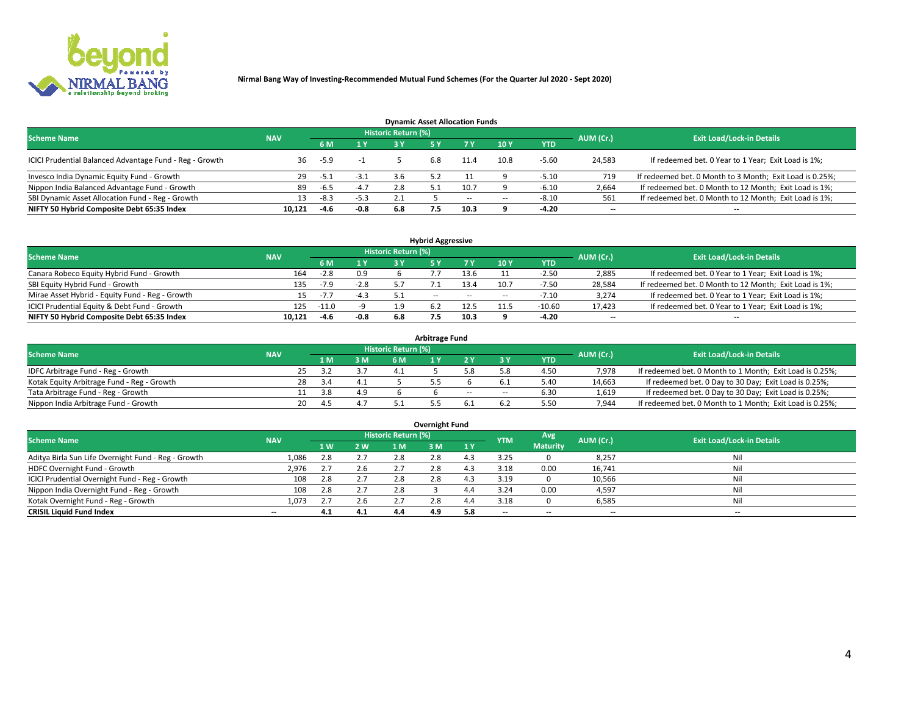Nirmal Bang Way of Investing-Recommended Mutual Fund Schemes (For the Quarter Jul 2020 - Sept 2020)

### Dynamic Asset Allocation Funds

| Scheme Name | NAV | Historic Return (%) | | | | | | | AUM (Cr.) | Exit Load/Lock-in Details |
|---|---|---|---|---|---|---|---|---|---|---|
| | | 6 M | 1 Y | 3 Y | 5 Y | 7 Y | 10 Y | YTD | | |
| ICICI Prudential Balanced Advantage Fund - Reg - Growth | 36 | -5.9 | -1 | 5 | 6.8 | 11.4 | 10.8 | -5.60 | 24,583 | If redeemed bet. 0 Year to 1 Year; Exit Load is 1%; |
| Invesco India Dynamic Equity Fund - Growth | 29 | -5.1 | -3.1 | 3.6 | 5.2 | 11 | 9 | -5.10 | 719 | If redeemed bet. 0 Month to 3 Month; Exit Load is 0.25%; |
| Nippon India Balanced Advantage Fund - Growth | 89 | -6.5 | -4.7 | 2.8 | 5.1 | 10.7 | 9 | -6.10 | 2,664 | If redeemed bet. 0 Month to 12 Month; Exit Load is 1%; |
| SBI Dynamic Asset Allocation Fund - Reg - Growth | 13 | -8.3 | -5.3 | 2.1 | 5 | -- | -- | -8.10 | 561 | If redeemed bet. 0 Month to 12 Month; Exit Load is 1%; |
| **NIFTY 50 Hybrid Composite Debt 65:35 Index** | **10,121** | **-4.6** | **-0.8** | **6.8** | **7.5** | **10.3** | **9** | **-4.20** | **--** | **--** |

### Hybrid Aggressive

| Scheme Name | NAV | Historic Return (%) | | | | | | | AUM (Cr.) | Exit Load/Lock-in Details |
|---|---|---|---|---|---|---|---|---|---|---|
| | | 6 M | 1 Y | 3 Y | 5 Y | 7 Y | 10 Y | YTD | | |
| Canara Robeco Equity Hybrid Fund - Growth | 164 | -2.8 | 0.9 | 6 | 7.7 | 13.6 | 11 | -2.50 | 2,885 | If redeemed bet. 0 Year to 1 Year; Exit Load is 1%; |
| SBI Equity Hybrid Fund - Growth | 135 | -7.9 | -2.8 | 5.7 | 7.1 | 13.4 | 10.7 | -7.50 | 28,584 | If redeemed bet. 0 Month to 12 Month; Exit Load is 1%; |
| Mirae Asset Hybrid - Equity Fund - Reg - Growth | 15 | -7.7 | -4.3 | 5.1 | -- | -- | -- | -7.10 | 3,274 | If redeemed bet. 0 Year to 1 Year; Exit Load is 1%; |
| ICICI Prudential Equity & Debt Fund - Growth | 125 | -11.0 | -9 | 1.9 | 6.2 | 12.5 | 11.5 | -10.60 | 17,423 | If redeemed bet. 0 Year to 1 Year; Exit Load is 1%; |
| **NIFTY 50 Hybrid Composite Debt 65:35 Index** | **10,121** | **-4.6** | **-0.8** | **6.8** | **7.5** | **10.3** | **9** | **-4.20** | **--** | **--** |

### Arbitrage Fund

| Scheme Name | NAV | Historic Return (%) | | | | | | | AUM (Cr.) | Exit Load/Lock-in Details |
|---|---|---|---|---|---|---|---|---|---|---|
| | | 1 M | 3 M | 6 M | 1 Y | 2 Y | 3 Y | YTD | | |
| IDFC Arbitrage Fund - Reg - Growth | 25 | 3.2 | 3.7 | 4.1 | 5 | 5.8 | 5.8 | 4.50 | 7,978 | If redeemed bet. 0 Month to 1 Month; Exit Load is 0.25%; |
| Kotak Equity Arbitrage Fund - Reg - Growth | 28 | 3.4 | 4.1 | 5 | 5.5 | 6 | 6.1 | 5.40 | 14,663 | If redeemed bet. 0 Day to 30 Day; Exit Load is 0.25%; |
| Tata Arbitrage Fund - Reg - Growth | 11 | 3.8 | 4.9 | 6 | 6 | -- | -- | 6.30 | 1,619 | If redeemed bet. 0 Day to 30 Day; Exit Load is 0.25%; |
| Nippon India Arbitrage Fund - Growth | 20 | 4.5 | 4.7 | 5.1 | 5.5 | 6.1 | 6.2 | 5.50 | 7,944 | If redeemed bet. 0 Month to 1 Month; Exit Load is 0.25%; |

### Overnight Fund

| Scheme Name | NAV | Historic Return (%) | | | | | YTM | Avg Maturity | AUM (Cr.) | Exit Load/Lock-in Details |
|---|---|---|---|---|---|---|---|---|---|---|
| | | 1 W | 2 W | 1 M | 3 M | 1 Y | | | | |
| Aditya Birla Sun Life Overnight Fund - Reg - Growth | 1,086 | 2.8 | 2.7 | 2.8 | 2.8 | 4.3 | 3.25 | 0 | 8,257 | Nil |
| HDFC Overnight Fund - Growth | 2,976 | 2.7 | 2.6 | 2.7 | 2.8 | 4.3 | 3.18 | 0.00 | 16,741 | Nil |
| ICICI Prudential Overnight Fund - Reg - Growth | 108 | 2.8 | 2.7 | 2.8 | 2.8 | 4.3 | 3.19 | 0 | 10,566 | Nil |
| Nippon India Overnight Fund - Reg - Growth | 108 | 2.8 | 2.7 | 2.8 | 3 | 4.4 | 3.24 | 0.00 | 4,597 | Nil |
| Kotak Overnight Fund - Reg - Growth | 1,073 | 2.7 | 2.6 | 2.7 | 2.8 | 4.4 | 3.18 | 0 | 6,585 | Nil |
| **CRISIL Liquid Fund Index** | **--** | **4.1** | **4.1** | **4.4** | **4.9** | **5.8** | **--** | **--** | **--** | **--** |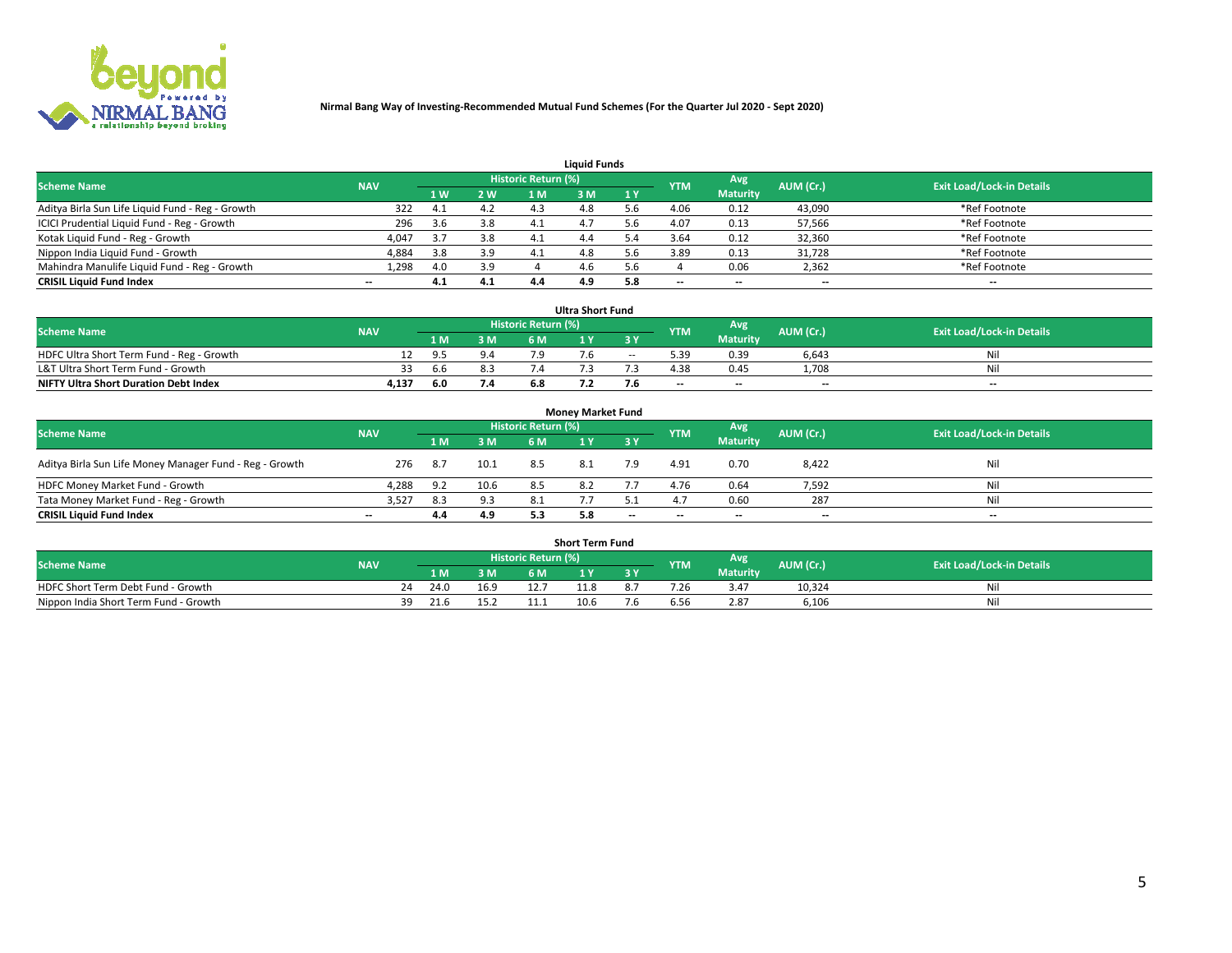**Nirmal Bang Way of Investing-Recommended Mutual Fund Schemes (For the Quarter Jul 2020 - Sept 2020)**

### Liquid Funds

| Scheme Name | NAV | Historic Return (%) | | | | | YTM | Avg Maturity | AUM (Cr.) | Exit Load/Lock-in Details |
|---|---|---|---|---|---|---|---|---|---|---|
| | | 1 W | 2 W | 1 M | 3 M | 1 Y | | | | |
| Aditya Birla Sun Life Liquid Fund - Reg - Growth | 322 | 4.1 | 4.2 | 4.3 | 4.8 | 5.6 | 4.06 | 0.12 | 43,090 | *Ref Footnote |
| ICICI Prudential Liquid Fund - Reg - Growth | 296 | 3.6 | 3.8 | 4.1 | 4.7 | 5.6 | 4.07 | 0.13 | 57,566 | *Ref Footnote |
| Kotak Liquid Fund - Reg - Growth | 4,047 | 3.7 | 3.8 | 4.1 | 4.4 | 5.4 | 3.64 | 0.12 | 32,360 | *Ref Footnote |
| Nippon India Liquid Fund - Growth | 4,884 | 3.8 | 3.9 | 4.1 | 4.8 | 5.6 | 3.89 | 0.13 | 31,728 | *Ref Footnote |
| Mahindra Manulife Liquid Fund - Reg - Growth | 1,298 | 4.0 | 3.9 | 4 | 4.6 | 5.6 | 4 | 0.06 | 2,362 | *Ref Footnote |
| **CRISIL Liquid Fund Index** | -- | **4.1** | **4.1** | **4.4** | **4.9** | **5.8** | -- | -- | -- | -- |

### Ultra Short Fund

| Scheme Name | NAV | Historic Return (%) | | | | | YTM | Avg Maturity | AUM (Cr.) | Exit Load/Lock-in Details |
|---|---|---|---|---|---|---|---|---|---|---|
| | | 1 M | 3 M | 6 M | 1 Y | 3 Y | | | | |
| HDFC Ultra Short Term Fund - Reg - Growth | 12 | 9.5 | 9.4 | 7.9 | 7.6 | -- | 5.39 | 0.39 | 6,643 | Nil |
| L&T Ultra Short Term Fund - Growth | 33 | 6.6 | 8.3 | 7.4 | 7.3 | 7.3 | 4.38 | 0.45 | 1,708 | Nil |
| **NIFTY Ultra Short Duration Debt Index** | **4,137** | **6.0** | **7.4** | **6.8** | **7.2** | **7.6** | -- | -- | -- | -- |

### Money Market Fund

| Scheme Name | NAV | Historic Return (%) | | | | | YTM | Avg Maturity | AUM (Cr.) | Exit Load/Lock-in Details |
|---|---|---|---|---|---|---|---|---|---|---|
| | | 1 M | 3 M | 6 M | 1 Y | 3 Y | | | | |
| Aditya Birla Sun Life Money Manager Fund - Reg - Growth | 276 | 8.7 | 10.1 | 8.5 | 8.1 | 7.9 | 4.91 | 0.70 | 8,422 | Nil |
| HDFC Money Market Fund - Growth | 4,288 | 9.2 | 10.6 | 8.5 | 8.2 | 7.7 | 4.76 | 0.64 | 7,592 | Nil |
| Tata Money Market Fund - Reg - Growth | 3,527 | 8.3 | 9.3 | 8.1 | 7.7 | 5.1 | 4.7 | 0.60 | 287 | Nil |
| **CRISIL Liquid Fund Index** | -- | **4.4** | **4.9** | **5.3** | **5.8** | -- | -- | -- | -- | -- |

### Short Term Fund

| Scheme Name | NAV | Historic Return (%) | | | | | YTM | Avg Maturity | AUM (Cr.) | Exit Load/Lock-in Details |
|---|---|---|---|---|---|---|---|---|---|---|
| | | 1 M | 3 M | 6 M | 1 Y | 3 Y | | | | |
| HDFC Short Term Debt Fund - Growth | 24 | 24.0 | 16.9 | 12.7 | 11.8 | 8.7 | 7.26 | 3.47 | 10,324 | Nil |
| Nippon India Short Term Fund - Growth | 39 | 21.6 | 15.2 | 11.1 | 10.6 | 7.6 | 6.56 | 2.87 | 6,106 | Nil |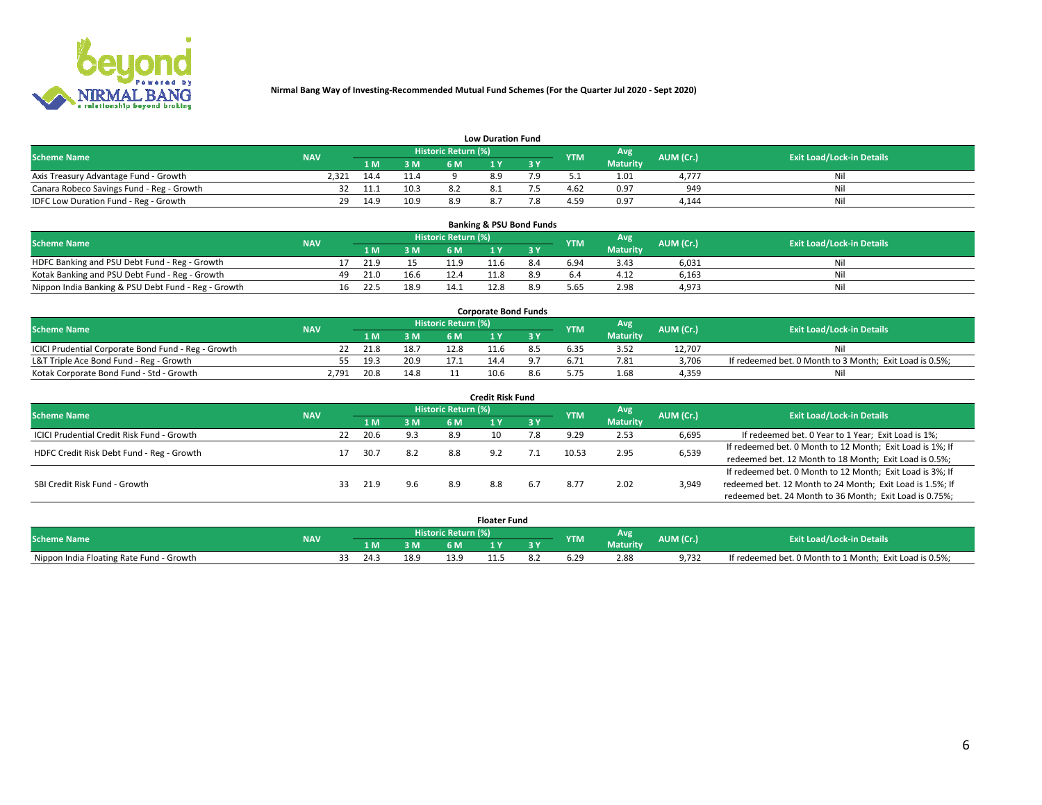**Nirmal Bang Way of Investing-Recommended Mutual Fund Schemes (For the Quarter Jul 2020 - Sept 2020)**

## Low Duration Fund

| Scheme Name | NAV | Historic Return (%) | | | | | YTM | Avg Maturity | AUM (Cr.) | Exit Load/Lock-in Details |
|---|---|---|---|---|---|---|---|---|---|---|
| | | 1 M | 3 M | 6 M | 1 Y | 3 Y | | | | |
| Axis Treasury Advantage Fund - Growth | 2,321 | 14.4 | 11.4 | 9 | 8.9 | 7.9 | 5.1 | 1.01 | 4,777 | Nil |
| Canara Robeco Savings Fund - Reg - Growth | 32 | 11.1 | 10.3 | 8.2 | 8.1 | 7.5 | 4.62 | 0.97 | 949 | Nil |
| IDFC Low Duration Fund - Reg - Growth | 29 | 14.9 | 10.9 | 8.9 | 8.7 | 7.8 | 4.59 | 0.97 | 4,144 | Nil |

## Banking & PSU Bond Funds

| Scheme Name | NAV | Historic Return (%) | | | | | YTM | Avg Maturity | AUM (Cr.) | Exit Load/Lock-in Details |
|---|---|---|---|---|---|---|---|---|---|---|
| | | 1 M | 3 M | 6 M | 1 Y | 3 Y | | | | |
| HDFC Banking and PSU Debt Fund - Reg - Growth | 17 | 21.9 | 15 | 11.9 | 11.6 | 8.4 | 6.94 | 3.43 | 6,031 | Nil |
| Kotak Banking and PSU Debt Fund - Reg - Growth | 49 | 21.0 | 16.6 | 12.4 | 11.8 | 8.9 | 6.4 | 4.12 | 6,163 | Nil |
| Nippon India Banking & PSU Debt Fund - Reg - Growth | 16 | 22.5 | 18.9 | 14.1 | 12.8 | 8.9 | 5.65 | 2.98 | 4,973 | Nil |

## Corporate Bond Funds

| Scheme Name | NAV | Historic Return (%) | | | | | YTM | Avg Maturity | AUM (Cr.) | Exit Load/Lock-in Details |
|---|---|---|---|---|---|---|---|---|---|---|
| | | 1 M | 3 M | 6 M | 1 Y | 3 Y | | | | |
| ICICI Prudential Corporate Bond Fund - Reg - Growth | 22 | 21.8 | 18.7 | 12.8 | 11.6 | 8.5 | 6.35 | 3.52 | 12,707 | Nil |
| L&T Triple Ace Bond Fund - Reg - Growth | 55 | 19.3 | 20.9 | 17.1 | 14.4 | 9.7 | 6.71 | 7.81 | 3,706 | If redeemed bet. 0 Month to 3 Month; Exit Load is 0.5%; |
| Kotak Corporate Bond Fund - Std - Growth | 2,791 | 20.8 | 14.8 | 11 | 10.6 | 8.6 | 5.75 | 1.68 | 4,359 | Nil |

## Credit Risk Fund

| Scheme Name | NAV | Historic Return (%) | | | | | YTM | Avg Maturity | AUM (Cr.) | Exit Load/Lock-in Details |
|---|---|---|---|---|---|---|---|---|---|---|
| | | 1 M | 3 M | 6 M | 1 Y | 3 Y | | | | |
| ICICI Prudential Credit Risk Fund - Growth | 22 | 20.6 | 9.3 | 8.9 | 10 | 7.8 | 9.29 | 2.53 | 6,695 | If redeemed bet. 0 Year to 1 Year; Exit Load is 1%; |
| HDFC Credit Risk Debt Fund - Reg - Growth | 17 | 30.7 | 8.2 | 8.8 | 9.2 | 7.1 | 10.53 | 2.95 | 6,539 | If redeemed bet. 0 Month to 12 Month; Exit Load is 1%; If redeemed bet. 12 Month to 18 Month; Exit Load is 0.5%; |
| SBI Credit Risk Fund - Growth | 33 | 21.9 | 9.6 | 8.9 | 8.8 | 6.7 | 8.77 | 2.02 | 3,949 | If redeemed bet. 0 Month to 12 Month; Exit Load is 3%; If redeemed bet. 12 Month to 24 Month; Exit Load is 1.5%; If redeemed bet. 24 Month to 36 Month; Exit Load is 0.75%; |

## Floater Fund

| Scheme Name | NAV | Historic Return (%) | | | | | YTM | Avg Maturity | AUM (Cr.) | Exit Load/Lock-in Details |
|---|---|---|---|---|---|---|---|---|---|---|
| | | 1 M | 3 M | 6 M | 1 Y | 3 Y | | | | |
| Nippon India Floating Rate Fund - Growth | 33 | 24.3 | 18.9 | 13.9 | 11.5 | 8.2 | 6.29 | 2.88 | 9,732 | If redeemed bet. 0 Month to 1 Month; Exit Load is 0.5%; |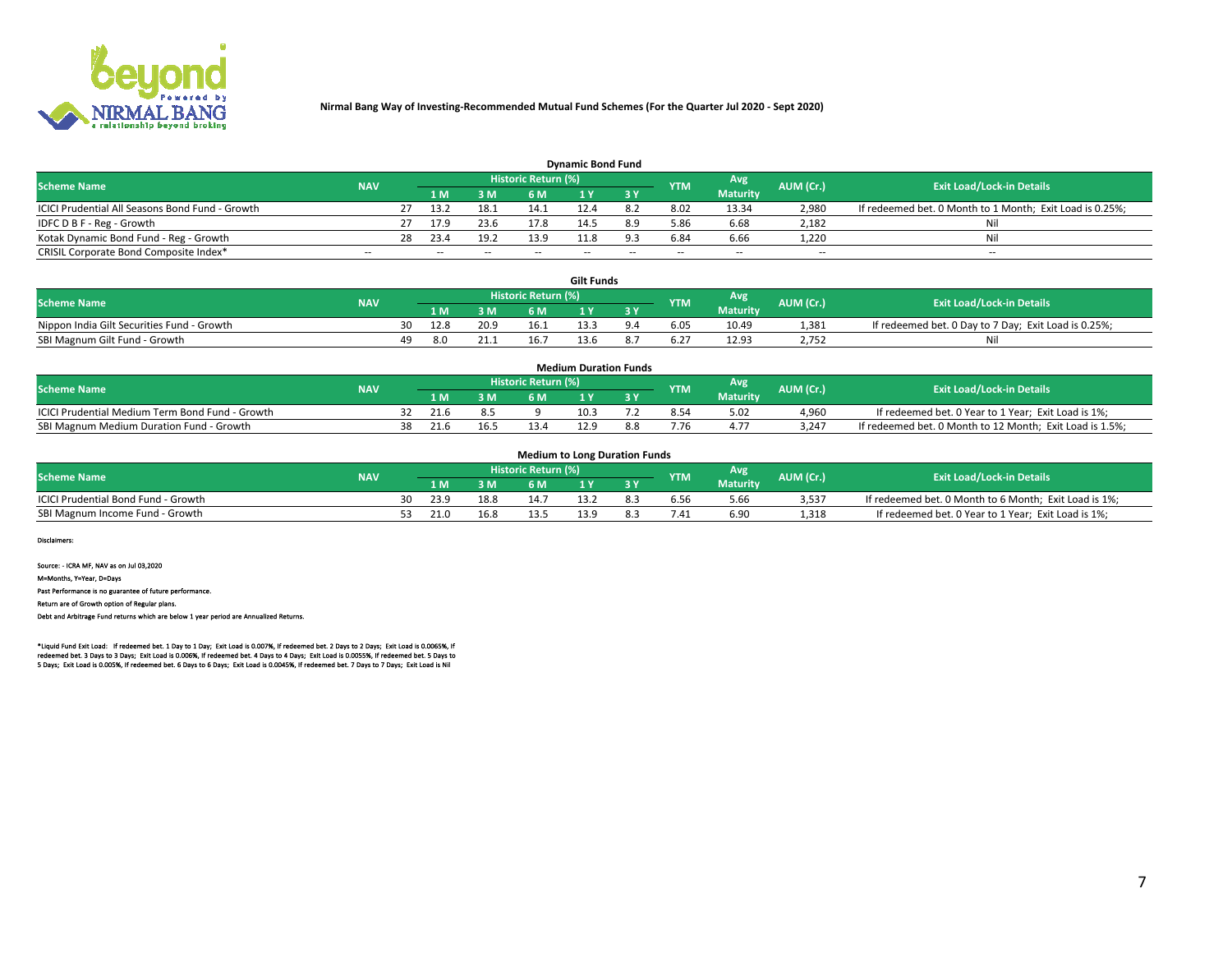Nirmal Bang Way of Investing-Recommended Mutual Fund Schemes (For the Quarter Jul 2020 - Sept 2020)

### Dynamic Bond Fund

| Scheme Name | NAV | Historic Return (%) | | | | | YTM | Avg Maturity | AUM (Cr.) | Exit Load/Lock-in Details |
|---|---|---|---|---|---|---|---|---|---|---|
| | | 1 M | 3 M | 6 M | 1 Y | 3 Y | | | | |
| ICICI Prudential All Seasons Bond Fund - Growth | 27 | 13.2 | 18.1 | 14.1 | 12.4 | 8.2 | 8.02 | 13.34 | 2,980 | If redeemed bet. 0 Month to 1 Month; Exit Load is 0.25%; |
| IDFC D B F - Reg - Growth | 27 | 17.9 | 23.6 | 17.8 | 14.5 | 8.9 | 5.86 | 6.68 | 2,182 | Nil |
| Kotak Dynamic Bond Fund - Reg - Growth | 28 | 23.4 | 19.2 | 13.9 | 11.8 | 9.3 | 6.84 | 6.66 | 1,220 | Nil |
| CRISIL Corporate Bond Composite Index* | -- | -- | -- | -- | -- | -- | -- | -- | -- | -- |

### Gilt Funds

| Scheme Name | NAV | Historic Return (%) | | | | | YTM | Avg Maturity | AUM (Cr.) | Exit Load/Lock-in Details |
|---|---|---|---|---|---|---|---|---|---|---|
| | | 1 M | 3 M | 6 M | 1 Y | 3 Y | | | | |
| Nippon India Gilt Securities Fund - Growth | 30 | 12.8 | 20.9 | 16.1 | 13.3 | 9.4 | 6.05 | 10.49 | 1,381 | If redeemed bet. 0 Day to 7 Day; Exit Load is 0.25%; |
| SBI Magnum Gilt Fund - Growth | 49 | 8.0 | 21.1 | 16.7 | 13.6 | 8.7 | 6.27 | 12.93 | 2,752 | Nil |

### Medium Duration Funds

| Scheme Name | NAV | Historic Return (%) | | | | | YTM | Avg Maturity | AUM (Cr.) | Exit Load/Lock-in Details |
|---|---|---|---|---|---|---|---|---|---|---|
| | | 1 M | 3 M | 6 M | 1 Y | 3 Y | | | | |
| ICICI Prudential Medium Term Bond Fund - Growth | 32 | 21.6 | 8.5 | 9 | 10.3 | 7.2 | 8.54 | 5.02 | 4,960 | If redeemed bet. 0 Year to 1 Year; Exit Load is 1%; |
| SBI Magnum Medium Duration Fund - Growth | 38 | 21.6 | 16.5 | 13.4 | 12.9 | 8.8 | 7.76 | 4.77 | 3,247 | If redeemed bet. 0 Month to 12 Month; Exit Load is 1.5%; |

### Medium to Long Duration Funds

| Scheme Name | NAV | Historic Return (%) | | | | | YTM | Avg Maturity | AUM (Cr.) | Exit Load/Lock-in Details |
|---|---|---|---|---|---|---|---|---|---|---|
| | | 1 M | 3 M | 6 M | 1 Y | 3 Y | | | | |
| ICICI Prudential Bond Fund - Growth | 30 | 23.9 | 18.8 | 14.7 | 13.2 | 8.3 | 6.56 | 5.66 | 3,537 | If redeemed bet. 0 Month to 6 Month; Exit Load is 1%; |
| SBI Magnum Income Fund - Growth | 53 | 21.0 | 16.8 | 13.5 | 13.9 | 8.3 | 7.41 | 6.90 | 1,318 | If redeemed bet. 0 Year to 1 Year; Exit Load is 1%; |

Disclaimers:

Source: - ICRA MF, NAV as on Jul 03,2020

M=Months, Y=Year, D=Days

Past Performance is no guarantee of future performance.

Return are of Growth option of Regular plans.

Debt and Arbitrage Fund returns which are below 1 year period are Annualized Returns.

*Liquid Fund Exit Load: If redeemed bet. 1 Day to 1 Day; Exit Load is 0.007%, If redeemed bet. 2 Days to 2 Days; Exit Load is 0.0065%, If redeemed bet. 3 Days to 3 Days; Exit Load is 0.006%, If redeemed bet. 4 Days to 4 Days; Exit Load is 0.0055%, If redeemed bet. 5 Days to 5 Days; Exit Load is 0.005%, If redeemed bet. 6 Days to 6 Days; Exit Load is 0.0045%, If redeemed bet. 7 Days to 7 Days; Exit Load is Nil